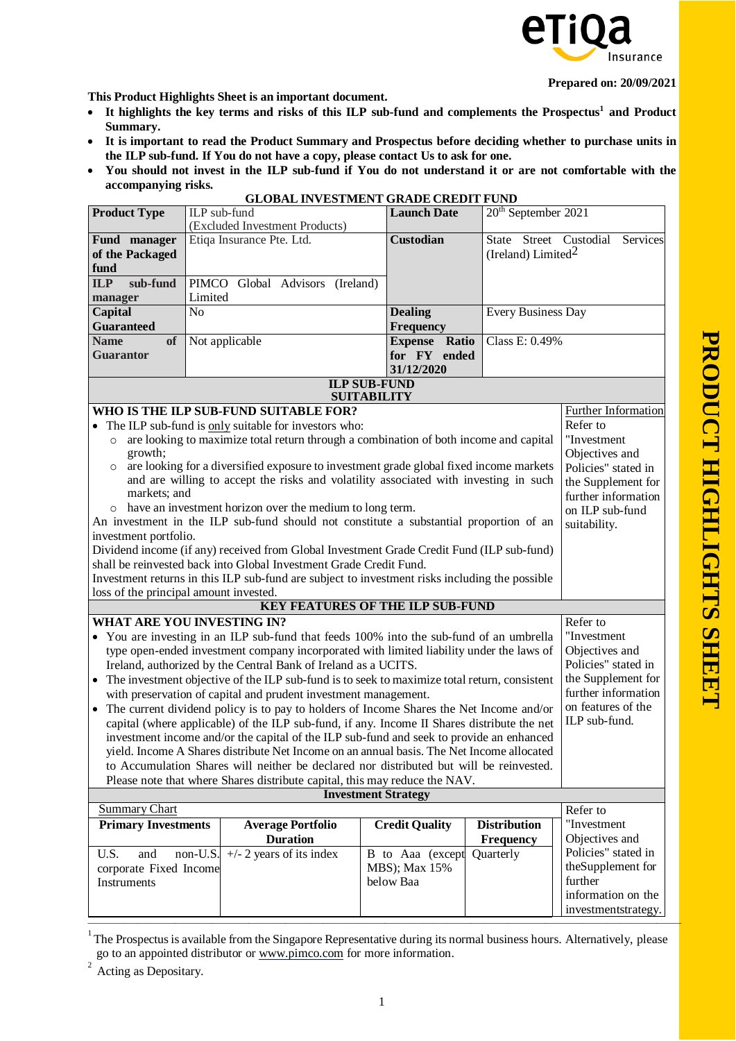**Prepared on: 20/09/2021**

**This Product Highlights Sheet is an important document.**

- **It highlights the key terms and risks of this ILP sub-fund and complements the Prospectus[1] and Product Summary.**
- **It is important to read the Product Summary and Prospectus before deciding whether to purchase units in the ILP sub-fund. If You do not have a copy, please contact Us to ask for one.**
- **You should not invest in the ILP sub-fund if You do not understand it or are not comfortable with the accompanying risks.**

# GLOBAL INVESTMENT GRADE CREDIT FUND

| **Product Type** | ILP sub-fund (Excluded Investment Products) | **Launch Date** | 20th September 2021 |
|---|---|---|---|
| **Fund manager of the Packaged fund** | Etiqa Insurance Pte. Ltd. | **Custodian** | State Street Custodial Services (Ireland) Limited[2] |
| **ILP sub-fund manager** | PIMCO Global Advisors (Ireland) Limited | | |
| **Capital Guaranteed** | No | **Dealing Frequency** | Every Business Day |
| **Name of Guarantor** | Not applicable | **Expense Ratio for FY ended 31/12/2020** | Class E: 0.49% |

## ILP SUB-FUND SUITABILITY

**WHO IS THE ILP SUB-FUND SUITABLE FOR?**

- The ILP sub-fund is only suitable for investors who:
  - are looking to maximize total return through a combination of both income and capital growth;
  - are looking for a diversified exposure to investment grade global fixed income markets and are willing to accept the risks and volatility associated with investing in such markets; and
  - have an investment horizon over the medium to long term.

An investment in the ILP sub-fund should not constitute a substantial proportion of an investment portfolio.

Dividend income (if any) received from Global Investment Grade Credit Fund (ILP sub-fund) shall be reinvested back into Global Investment Grade Credit Fund.

Investment returns in this ILP sub-fund are subject to investment risks including the possible loss of the principal amount invested.

*Further Information:* Refer to "Investment Objectives and Policies" stated in the Supplement for further information on ILP sub-fund suitability.

## KEY FEATURES OF THE ILP SUB-FUND

**WHAT ARE YOU INVESTING IN?**

- You are investing in an ILP sub-fund that feeds 100% into the sub-fund of an umbrella type open-ended investment company incorporated with limited liability under the laws of Ireland, authorized by the Central Bank of Ireland as a UCITS.
- The investment objective of the ILP sub-fund is to seek to maximize total return, consistent with preservation of capital and prudent investment management.
- The current dividend policy is to pay to holders of Income Shares the Net Income and/or capital (where applicable) of the ILP sub-fund, if any. Income II Shares distribute the net investment income and/or the capital of the ILP sub-fund and seek to provide an enhanced yield. Income A Shares distribute Net Income on an annual basis. The Net Income allocated to Accumulation Shares will neither be declared nor distributed but will be reinvested. Please note that where Shares distribute capital, this may reduce the NAV.

Refer to "Investment Objectives and Policies" stated in the Supplement for further information on features of the ILP sub-fund.

### Investment Strategy

Summary Chart

| Primary Investments | Average Portfolio Duration | Credit Quality | Distribution Frequency |
|---|---|---|---|
| U.S. and non-U.S. corporate Fixed Income Instruments | +/- 2 years of its index | B to Aaa (except MBS); Max 15% below Baa | Quarterly |

Refer to "Investment Objectives and Policies" stated in theSupplement for further information on the investmentstrategy.

---

[1] The Prospectus is available from the Singapore Representative during its normal business hours. Alternatively, please go to an appointed distributor or www.pimco.com for more information.

[2] Acting as Depositary.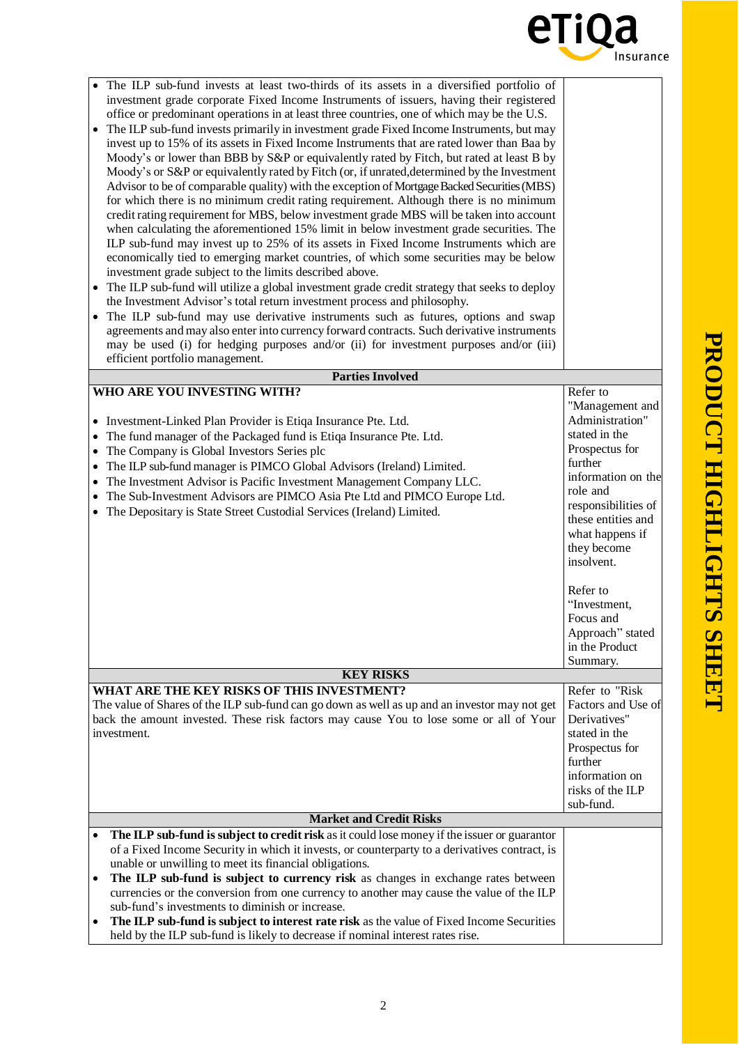| | |
|---|---|
| • The ILP sub-fund invests at least two-thirds of its assets in a diversified portfolio of investment grade corporate Fixed Income Instruments of issuers, having their registered office or predominant operations in at least three countries, one of which may be the U.S.<br>• The ILP sub-fund invests primarily in investment grade Fixed Income Instruments, but may invest up to 15% of its assets in Fixed Income Instruments that are rated lower than Baa by Moody's or lower than BBB by S&P or equivalently rated by Fitch, but rated at least B by Moody's or S&P or equivalently rated by Fitch (or, if unrated,determined by the Investment Advisor to be of comparable quality) with the exception of Mortgage Backed Securities (MBS) for which there is no minimum credit rating requirement. Although there is no minimum credit rating requirement for MBS, below investment grade MBS will be taken into account when calculating the aforementioned 15% limit in below investment grade securities. The ILP sub-fund may invest up to 25% of its assets in Fixed Income Instruments which are economically tied to emerging market countries, of which some securities may be below investment grade subject to the limits described above.<br>• The ILP sub-fund will utilize a global investment grade credit strategy that seeks to deploy the Investment Advisor's total return investment process and philosophy.<br>• The ILP sub-fund may use derivative instruments such as futures, options and swap agreements and may also enter into currency forward contracts. Such derivative instruments may be used (i) for hedging purposes and/or (ii) for investment purposes and/or (iii) efficient portfolio management. | |
| **Parties Involved** | |
| **WHO ARE YOU INVESTING WITH?**<br><br>• Investment-Linked Plan Provider is Etiqa Insurance Pte. Ltd.<br>• The fund manager of the Packaged fund is Etiqa Insurance Pte. Ltd.<br>• The Company is Global Investors Series plc<br>• The ILP sub-fund manager is PIMCO Global Advisors (Ireland) Limited.<br>• The Investment Advisor is Pacific Investment Management Company LLC.<br>• The Sub-Investment Advisors are PIMCO Asia Pte Ltd and PIMCO Europe Ltd.<br>• The Depositary is State Street Custodial Services (Ireland) Limited. | Refer to "Management and Administration" stated in the Prospectus for further information on the role and responsibilities of these entities and what happens if they become insolvent.<br><br>Refer to "Investment, Focus and Approach" stated in the Product Summary. |
| **KEY RISKS** | |
| **WHAT ARE THE KEY RISKS OF THIS INVESTMENT?**<br>The value of Shares of the ILP sub-fund can go down as well as up and an investor may not get back the amount invested. These risk factors may cause You to lose some or all of Your investment. | Refer to "Risk Factors and Use of Derivatives" stated in the Prospectus for further information on risks of the ILP sub-fund. |
| **Market and Credit Risks** | |
| • **The ILP sub-fund is subject to credit risk** as it could lose money if the issuer or guarantor of a Fixed Income Security in which it invests, or counterparty to a derivatives contract, is unable or unwilling to meet its financial obligations.<br>• **The ILP sub-fund is subject to currency risk** as changes in exchange rates between currencies or the conversion from one currency to another may cause the value of the ILP sub-fund's investments to diminish or increase.<br>• **The ILP sub-fund is subject to interest rate risk** as the value of Fixed Income Securities held by the ILP sub-fund is likely to decrease if nominal interest rates rise. | |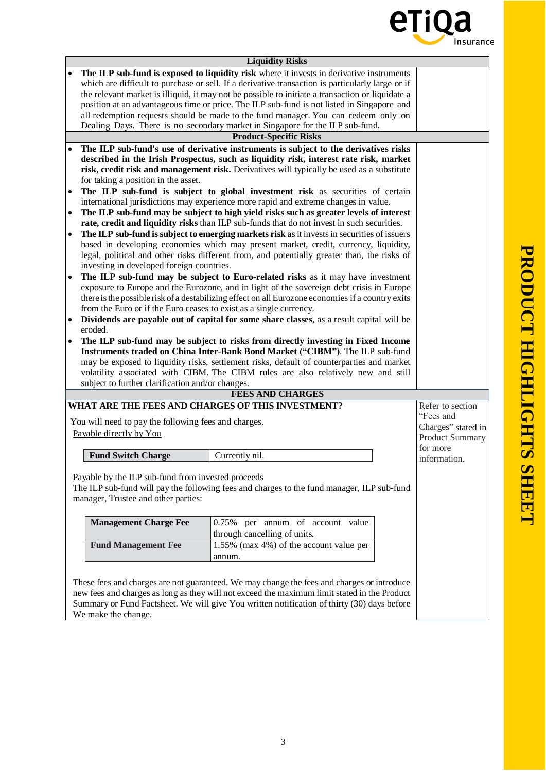### Liquidity Risks

- **The ILP sub-fund is exposed to liquidity risk** where it invests in derivative instruments which are difficult to purchase or sell. If a derivative transaction is particularly large or if the relevant market is illiquid, it may not be possible to initiate a transaction or liquidate a position at an advantageous time or price. The ILP sub-fund is not listed in Singapore and all redemption requests should be made to the fund manager. You can redeem only on Dealing Days. There is no secondary market in Singapore for the ILP sub-fund.

### Product-Specific Risks

- **The ILP sub-fund's use of derivative instruments is subject to the derivatives risks described in the Irish Prospectus, such as liquidity risk, interest rate risk, market risk, credit risk and management risk.** Derivatives will typically be used as a substitute for taking a position in the asset.
- **The ILP sub-fund is subject to global investment risk** as securities of certain international jurisdictions may experience more rapid and extreme changes in value.
- **The ILP sub-fund may be subject to high yield risks such as greater levels of interest rate, credit and liquidity risks** than ILP sub-funds that do not invest in such securities.
- **The ILP sub-fund is subject to emerging markets risk** as it invests in securities of issuers based in developing economies which may present market, credit, currency, liquidity, legal, political and other risks different from, and potentially greater than, the risks of investing in developed foreign countries.
- **The ILP sub-fund may be subject to Euro-related risks** as it may have investment exposure to Europe and the Eurozone, and in light of the sovereign debt crisis in Europe there is the possible risk of a destabilizing effect on all Eurozone economies if a country exits from the Euro or if the Euro ceases to exist as a single currency.
- **Dividends are payable out of capital for some share classes**, as a result capital will be eroded.
- **The ILP sub-fund may be subject to risks from directly investing in Fixed Income Instruments traded on China Inter-Bank Bond Market ("CIBM")**. The ILP sub-fund may be exposed to liquidity risks, settlement risks, default of counterparties and market volatility associated with CIBM. The CIBM rules are also relatively new and still subject to further clarification and/or changes.

## FEES AND CHARGES

**WHAT ARE THE FEES AND CHARGES OF THIS INVESTMENT?**

*Refer to section "Fees and Charges" stated in Product Summary for more information.*

You will need to pay the following fees and charges.

Payable directly by You

| **Fund Switch Charge** | Currently nil. |
|---|---|

Payable by the ILP sub-fund from invested proceeds

The ILP sub-fund will pay the following fees and charges to the fund manager, ILP sub-fund manager, Trustee and other parties:

| **Management Charge Fee** | 0.75% per annum of account value through cancelling of units. |
|---|---|
| **Fund Management Fee** | 1.55% (max 4%) of the account value per annum. |

These fees and charges are not guaranteed. We may change the fees and charges or introduce new fees and charges as long as they will not exceed the maximum limit stated in the Product Summary or Fund Factsheet. We will give You written notification of thirty (30) days before We make the change.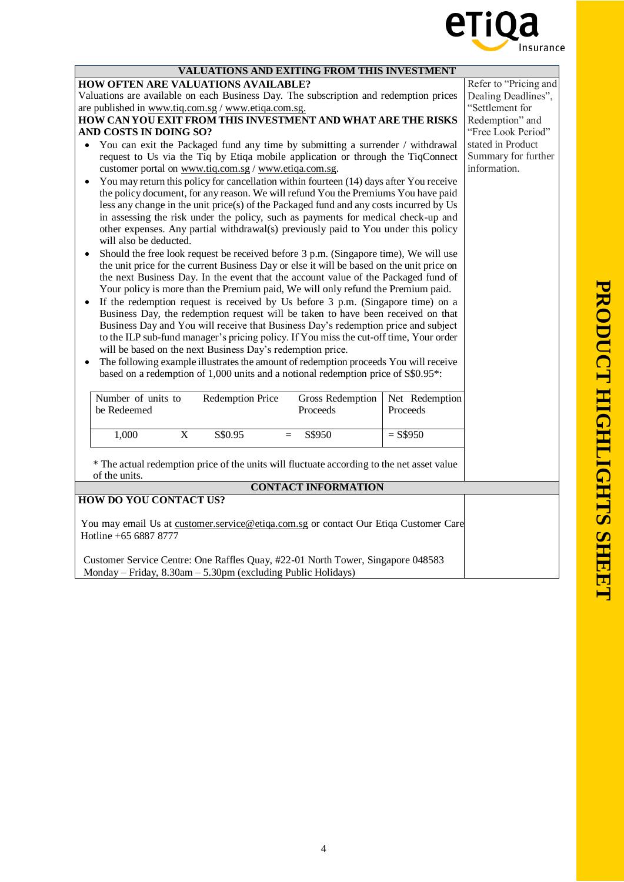## VALUATIONS AND EXITING FROM THIS INVESTMENT

**HOW OFTEN ARE VALUATIONS AVAILABLE?**

Valuations are available on each Business Day. The subscription and redemption prices are published in www.tiq.com.sg / www.etiqa.com.sg.

**HOW CAN YOU EXIT FROM THIS INVESTMENT AND WHAT ARE THE RISKS AND COSTS IN DOING SO?**

- You can exit the Packaged fund any time by submitting a surrender / withdrawal request to Us via the Tiq by Etiqa mobile application or through the TiqConnect customer portal on www.tiq.com.sg / www.etiqa.com.sg.
- You may return this policy for cancellation within fourteen (14) days after You receive the policy document, for any reason. We will refund You the Premiums You have paid less any change in the unit price(s) of the Packaged fund and any costs incurred by Us in assessing the risk under the policy, such as payments for medical check-up and other expenses. Any partial withdrawal(s) previously paid to You under this policy will also be deducted.
- Should the free look request be received before 3 p.m. (Singapore time), We will use the unit price for the current Business Day or else it will be based on the unit price on the next Business Day. In the event that the account value of the Packaged fund of Your policy is more than the Premium paid, We will only refund the Premium paid.
- If the redemption request is received by Us before 3 p.m. (Singapore time) on a Business Day, the redemption request will be taken to have been received on that Business Day and You will receive that Business Day's redemption price and subject to the ILP sub-fund manager's pricing policy. If You miss the cut-off time, Your order will be based on the next Business Day's redemption price.
- The following example illustrates the amount of redemption proceeds You will receive based on a redemption of 1,000 units and a notional redemption price of S$0.95*:

| Number of units to be Redeemed | | Redemption Price | | Gross Redemption Proceeds | Net Redemption Proceeds |
|---|---|---|---|---|---|
| 1,000 | X | S$0.95 | = | S$950 | = S$950 |

\* The actual redemption price of the units will fluctuate according to the net asset value of the units.

Refer to "Pricing and Dealing Deadlines", "Settlement for Redemption" and "Free Look Period" stated in Product Summary for further information.

## CONTACT INFORMATION

**HOW DO YOU CONTACT US?**

You may email Us at customer.service@etiqa.com.sg or contact Our Etiqa Customer Care Hotline +65 6887 8777

Customer Service Centre: One Raffles Quay, #22-01 North Tower, Singapore 048583
Monday – Friday, 8.30am – 5.30pm (excluding Public Holidays)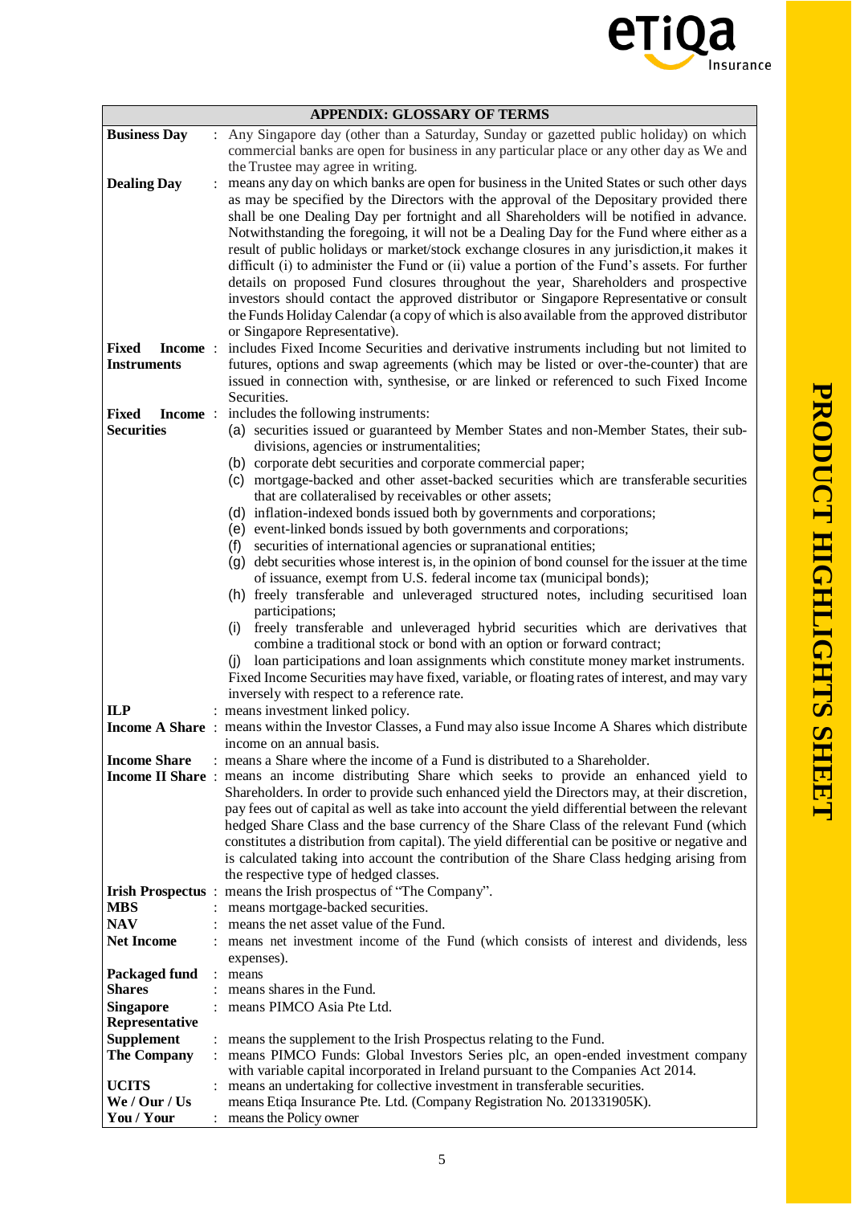| APPENDIX: GLOSSARY OF TERMS | | |
|---|---|---|
| **Business Day** | : | Any Singapore day (other than a Saturday, Sunday or gazetted public holiday) on which commercial banks are open for business in any particular place or any other day as We and the Trustee may agree in writing. |
| **Dealing Day** | : | means any day on which banks are open for business in the United States or such other days as may be specified by the Directors with the approval of the Depositary provided there shall be one Dealing Day per fortnight and all Shareholders will be notified in advance. Notwithstanding the foregoing, it will not be a Dealing Day for the Fund where either as a result of public holidays or market/stock exchange closures in any jurisdiction,it makes it difficult (i) to administer the Fund or (ii) value a portion of the Fund's assets. For further details on proposed Fund closures throughout the year, Shareholders and prospective investors should contact the approved distributor or Singapore Representative or consult the Funds Holiday Calendar (a copy of which is also available from the approved distributor or Singapore Representative). |
| **Fixed Income Instruments** | : | includes Fixed Income Securities and derivative instruments including but not limited to futures, options and swap agreements (which may be listed or over-the-counter) that are issued in connection with, synthesise, or are linked or referenced to such Fixed Income Securities. |
| **Fixed Income Securities** | : | includes the following instruments:<br>(a) securities issued or guaranteed by Member States and non-Member States, their sub-divisions, agencies or instrumentalities;<br>(b) corporate debt securities and corporate commercial paper;<br>(c) mortgage-backed and other asset-backed securities which are transferable securities that are collateralised by receivables or other assets;<br>(d) inflation-indexed bonds issued both by governments and corporations;<br>(e) event-linked bonds issued by both governments and corporations;<br>(f) securities of international agencies or supranational entities;<br>(g) debt securities whose interest is, in the opinion of bond counsel for the issuer at the time of issuance, exempt from U.S. federal income tax (municipal bonds);<br>(h) freely transferable and unleveraged structured notes, including securitised loan participations;<br>(i) freely transferable and unleveraged hybrid securities which are derivatives that combine a traditional stock or bond with an option or forward contract;<br>(j) loan participations and loan assignments which constitute money market instruments.<br>Fixed Income Securities may have fixed, variable, or floating rates of interest, and may vary inversely with respect to a reference rate. |
| **ILP** | : | means investment linked policy. |
| **Income A Share** | : | means within the Investor Classes, a Fund may also issue Income A Shares which distribute income on an annual basis. |
| **Income Share** | : | means a Share where the income of a Fund is distributed to a Shareholder. |
| **Income II Share** | : | means an income distributing Share which seeks to provide an enhanced yield to Shareholders. In order to provide such enhanced yield the Directors may, at their discretion, pay fees out of capital as well as take into account the yield differential between the relevant hedged Share Class and the base currency of the Share Class of the relevant Fund (which constitutes a distribution from capital). The yield differential can be positive or negative and is calculated taking into account the contribution of the Share Class hedging arising from the respective type of hedged classes. |
| **Irish Prospectus** | : | means the Irish prospectus of "The Company". |
| **MBS** | : | means mortgage-backed securities. |
| **NAV** | : | means the net asset value of the Fund. |
| **Net Income** | : | means net investment income of the Fund (which consists of interest and dividends, less expenses). |
| **Packaged fund** | : | means |
| **Shares** | : | means shares in the Fund. |
| **Singapore Representative** | : | means PIMCO Asia Pte Ltd. |
| **Supplement** | : | means the supplement to the Irish Prospectus relating to the Fund. |
| **The Company** | : | means PIMCO Funds: Global Investors Series plc, an open-ended investment company with variable capital incorporated in Ireland pursuant to the Companies Act 2014. |
| **UCITS** | : | means an undertaking for collective investment in transferable securities. |
| **We / Our / Us** | | means Etiqa Insurance Pte. Ltd. (Company Registration No. 201331905K). |
| **You / Your** | : | means the Policy owner |